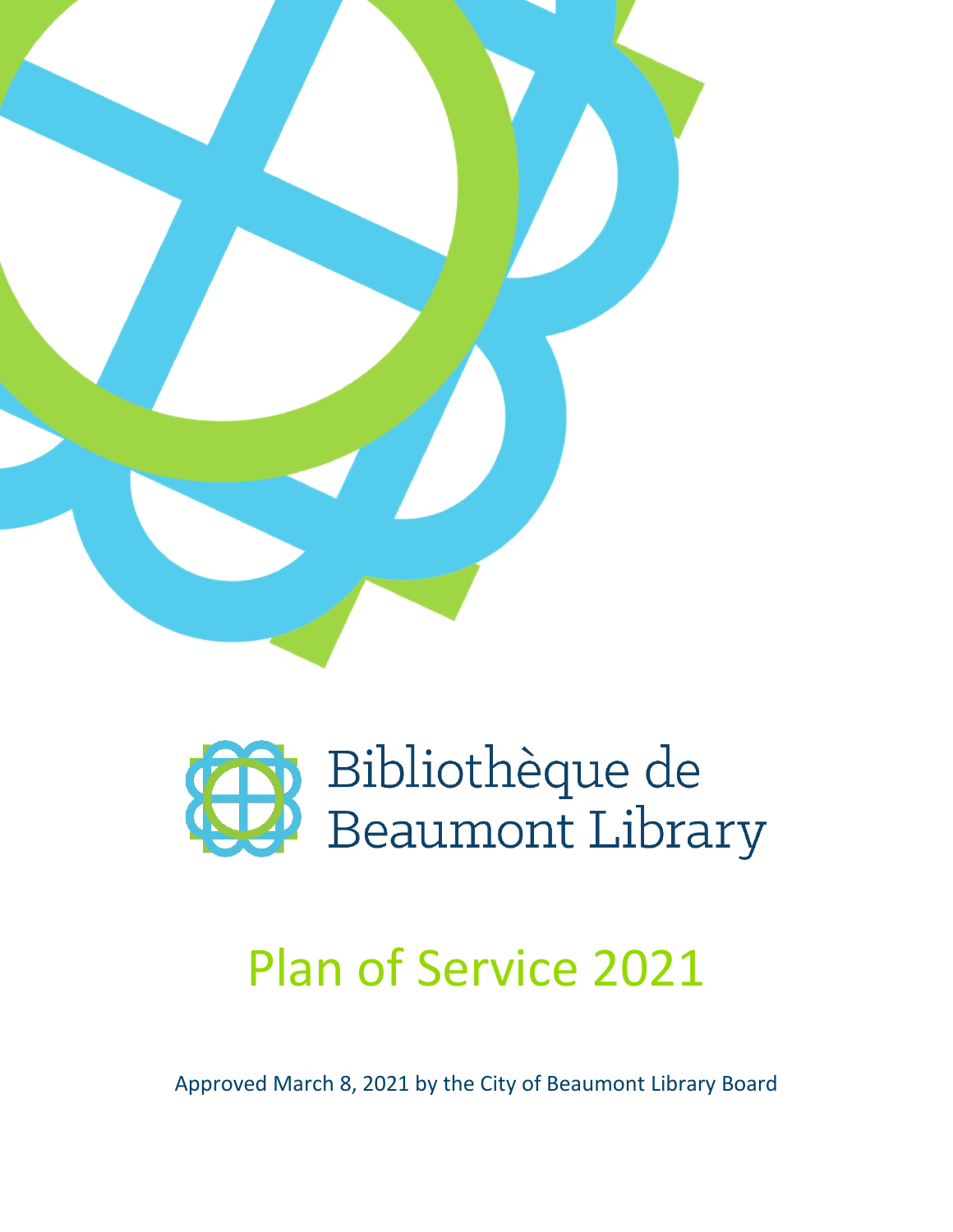Bibliothèque de Beaumont Library

# Plan of Service 2021

Approved March 8, 2021 by the City of Beaumont Library Board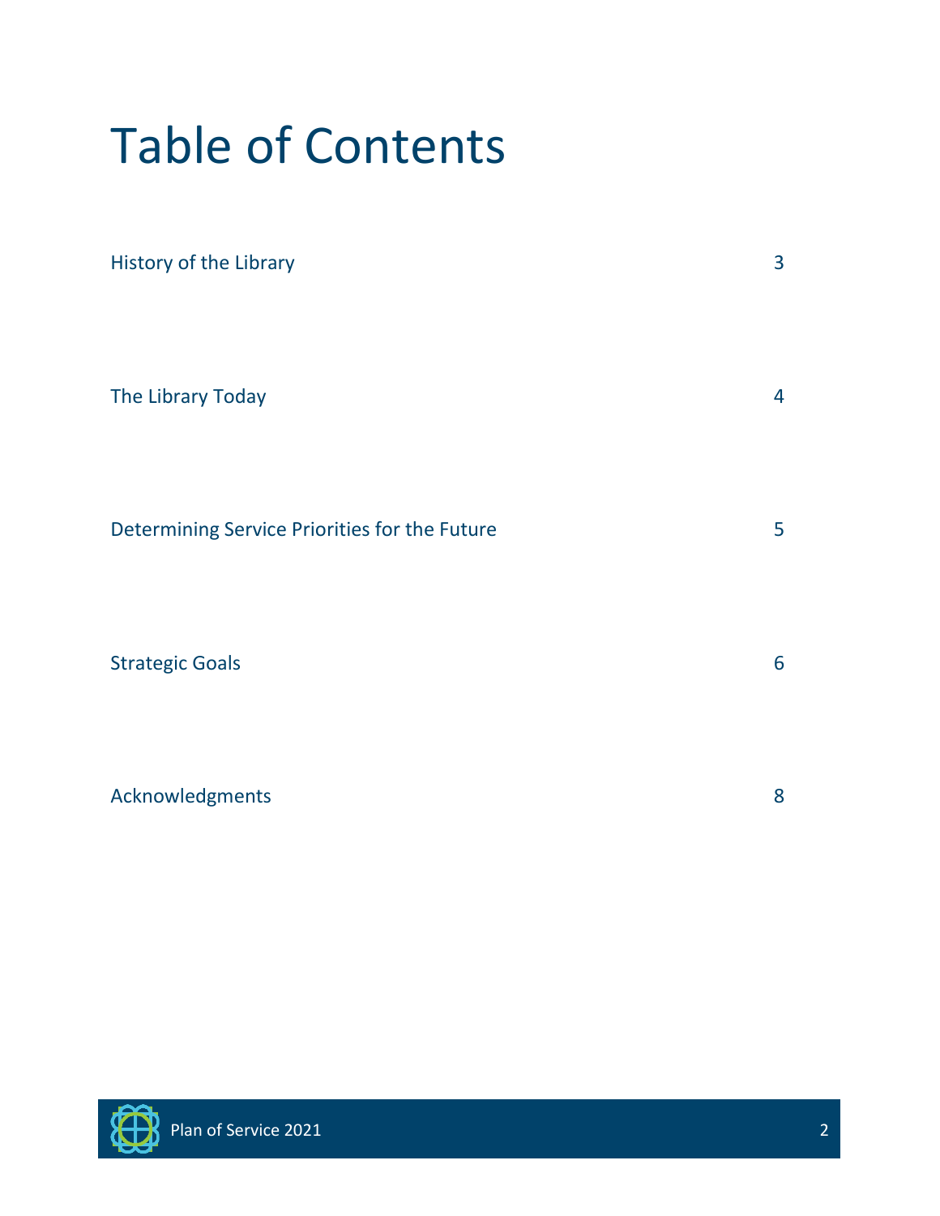# Table of Contents

| | |
|---|---|
| History of the Library | 3 |
| The Library Today | 4 |
| Determining Service Priorities for the Future | 5 |
| Strategic Goals | 6 |
| Acknowledgments | 8 |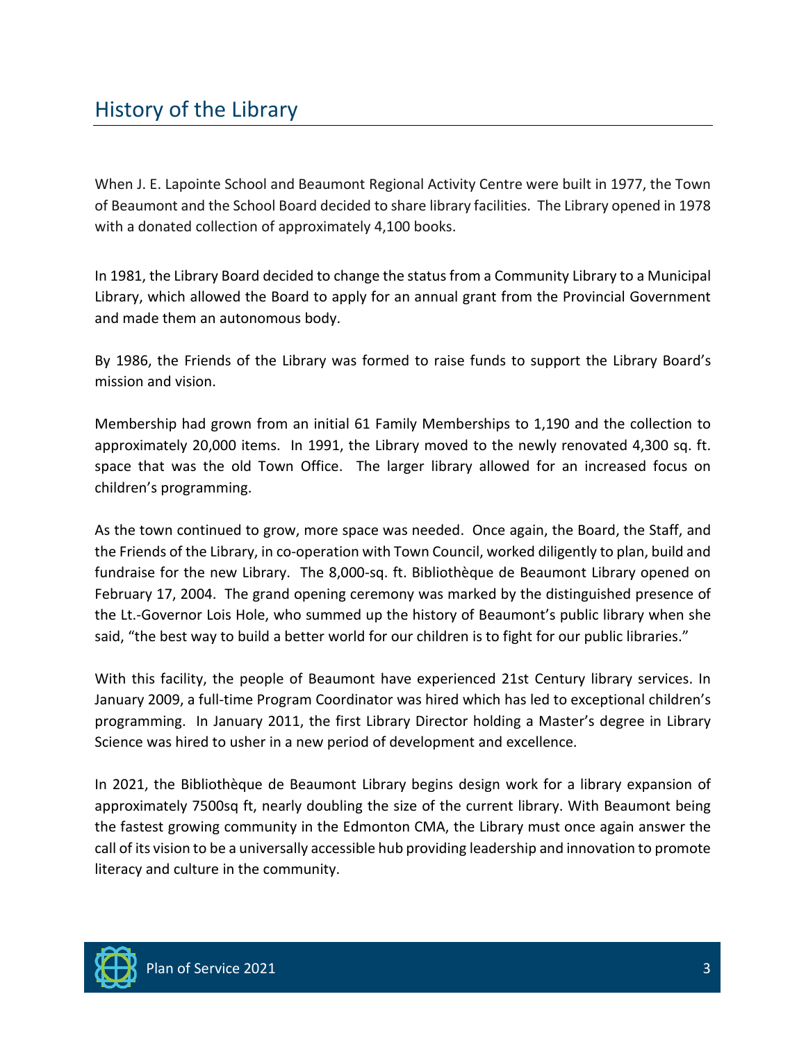# History of the Library

When J. E. Lapointe School and Beaumont Regional Activity Centre were built in 1977, the Town of Beaumont and the School Board decided to share library facilities. The Library opened in 1978 with a donated collection of approximately 4,100 books.

In 1981, the Library Board decided to change the status from a Community Library to a Municipal Library, which allowed the Board to apply for an annual grant from the Provincial Government and made them an autonomous body.

By 1986, the Friends of the Library was formed to raise funds to support the Library Board's mission and vision.

Membership had grown from an initial 61 Family Memberships to 1,190 and the collection to approximately 20,000 items. In 1991, the Library moved to the newly renovated 4,300 sq. ft. space that was the old Town Office. The larger library allowed for an increased focus on children's programming.

As the town continued to grow, more space was needed. Once again, the Board, the Staff, and the Friends of the Library, in co-operation with Town Council, worked diligently to plan, build and fundraise for the new Library. The 8,000-sq. ft. Bibliothèque de Beaumont Library opened on February 17, 2004. The grand opening ceremony was marked by the distinguished presence of the Lt.-Governor Lois Hole, who summed up the history of Beaumont's public library when she said, "the best way to build a better world for our children is to fight for our public libraries."

With this facility, the people of Beaumont have experienced 21st Century library services. In January 2009, a full-time Program Coordinator was hired which has led to exceptional children's programming. In January 2011, the first Library Director holding a Master's degree in Library Science was hired to usher in a new period of development and excellence.

In 2021, the Bibliothèque de Beaumont Library begins design work for a library expansion of approximately 7500sq ft, nearly doubling the size of the current library. With Beaumont being the fastest growing community in the Edmonton CMA, the Library must once again answer the call of its vision to be a universally accessible hub providing leadership and innovation to promote literacy and culture in the community.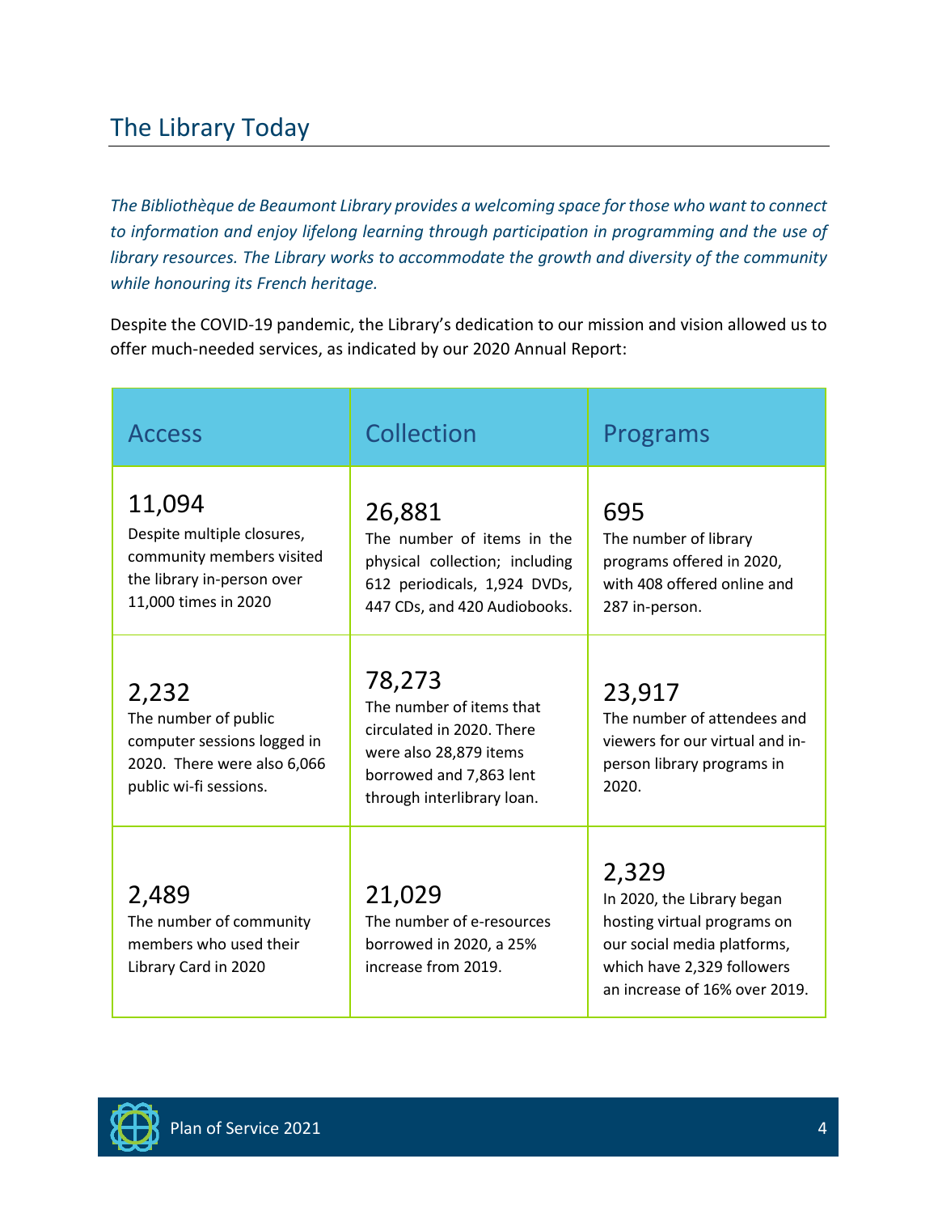## The Library Today

*The Bibliothèque de Beaumont Library provides a welcoming space for those who want to connect to information and enjoy lifelong learning through participation in programming and the use of library resources. The Library works to accommodate the growth and diversity of the community while honouring its French heritage.*

Despite the COVID-19 pandemic, the Library's dedication to our mission and vision allowed us to offer much-needed services, as indicated by our 2020 Annual Report:

| Access | Collection | Programs |
|---|---|---|
| 11,094<br>Despite multiple closures, community members visited the library in-person over 11,000 times in 2020 | 26,881<br>The number of items in the physical collection; including 612 periodicals, 1,924 DVDs, 447 CDs, and 420 Audiobooks. | 695<br>The number of library programs offered in 2020, with 408 offered online and 287 in-person. |
| 2,232<br>The number of public computer sessions logged in 2020. There were also 6,066 public wi-fi sessions. | 78,273<br>The number of items that circulated in 2020. There were also 28,879 items borrowed and 7,863 lent through interlibrary loan. | 23,917<br>The number of attendees and viewers for our virtual and in-person library programs in 2020. |
| 2,489<br>The number of community members who used their Library Card in 2020 | 21,029<br>The number of e-resources borrowed in 2020, a 25% increase from 2019. | 2,329<br>In 2020, the Library began hosting virtual programs on our social media platforms, which have 2,329 followers an increase of 16% over 2019. |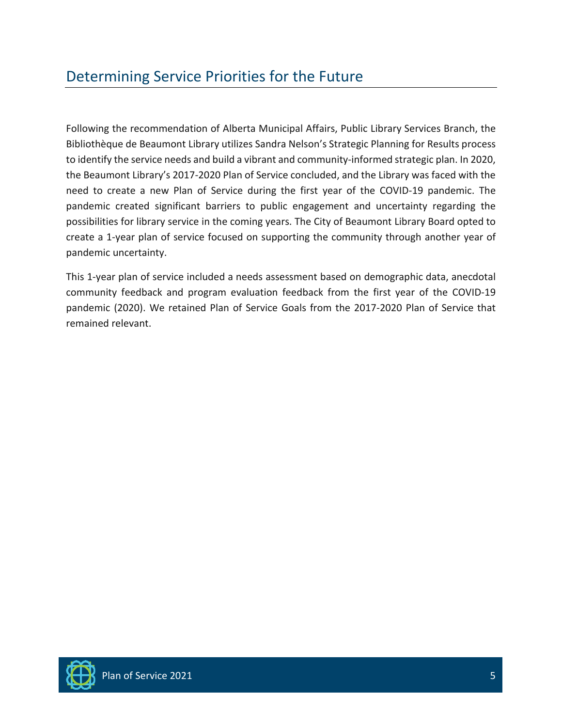# Determining Service Priorities for the Future

Following the recommendation of Alberta Municipal Affairs, Public Library Services Branch, the Bibliothèque de Beaumont Library utilizes Sandra Nelson's Strategic Planning for Results process to identify the service needs and build a vibrant and community-informed strategic plan. In 2020, the Beaumont Library's 2017-2020 Plan of Service concluded, and the Library was faced with the need to create a new Plan of Service during the first year of the COVID-19 pandemic. The pandemic created significant barriers to public engagement and uncertainty regarding the possibilities for library service in the coming years. The City of Beaumont Library Board opted to create a 1-year plan of service focused on supporting the community through another year of pandemic uncertainty.

This 1-year plan of service included a needs assessment based on demographic data, anecdotal community feedback and program evaluation feedback from the first year of the COVID-19 pandemic (2020). We retained Plan of Service Goals from the 2017-2020 Plan of Service that remained relevant.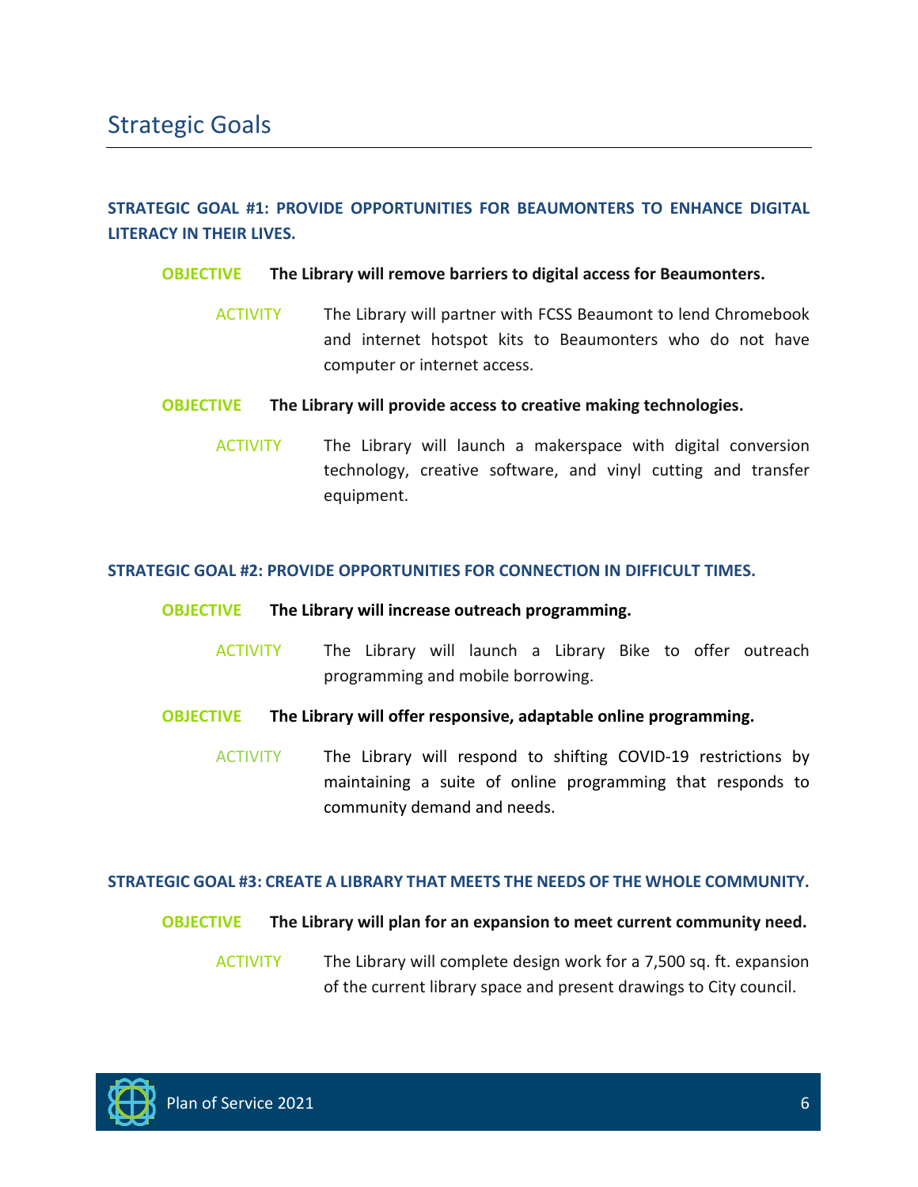# Strategic Goals

### STRATEGIC GOAL #1: PROVIDE OPPORTUNITIES FOR BEAUMONTERS TO ENHANCE DIGITAL LITERACY IN THEIR LIVES.

**OBJECTIVE** **The Library will remove barriers to digital access for Beaumonters.**

ACTIVITY The Library will partner with FCSS Beaumont to lend Chromebook and internet hotspot kits to Beaumonters who do not have computer or internet access.

**OBJECTIVE** **The Library will provide access to creative making technologies.**

ACTIVITY The Library will launch a makerspace with digital conversion technology, creative software, and vinyl cutting and transfer equipment.

### STRATEGIC GOAL #2: PROVIDE OPPORTUNITIES FOR CONNECTION IN DIFFICULT TIMES.

**OBJECTIVE** **The Library will increase outreach programming.**

ACTIVITY The Library will launch a Library Bike to offer outreach programming and mobile borrowing.

**OBJECTIVE** **The Library will offer responsive, adaptable online programming.**

ACTIVITY The Library will respond to shifting COVID-19 restrictions by maintaining a suite of online programming that responds to community demand and needs.

### STRATEGIC GOAL #3: CREATE A LIBRARY THAT MEETS THE NEEDS OF THE WHOLE COMMUNITY.

**OBJECTIVE** **The Library will plan for an expansion to meet current community need.**

ACTIVITY The Library will complete design work for a 7,500 sq. ft. expansion of the current library space and present drawings to City council.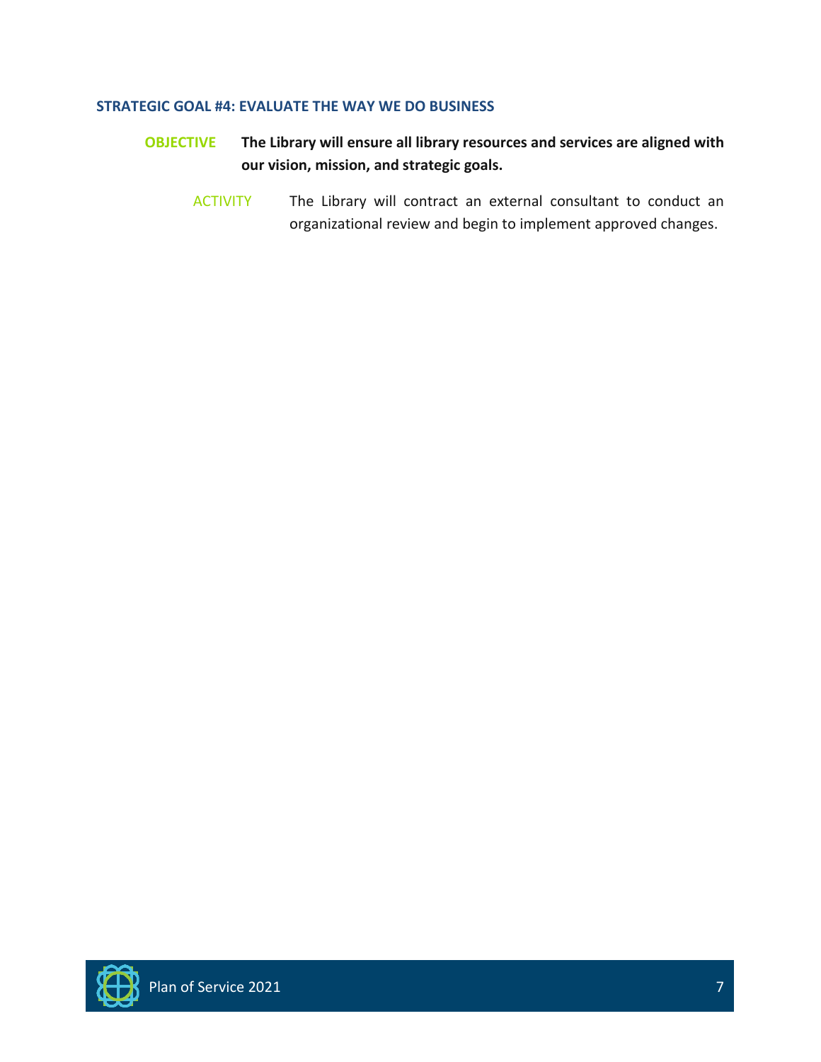### STRATEGIC GOAL #4: EVALUATE THE WAY WE DO BUSINESS

**OBJECTIVE** **The Library will ensure all library resources and services are aligned with our vision, mission, and strategic goals.**

ACTIVITY The Library will contract an external consultant to conduct an organizational review and begin to implement approved changes.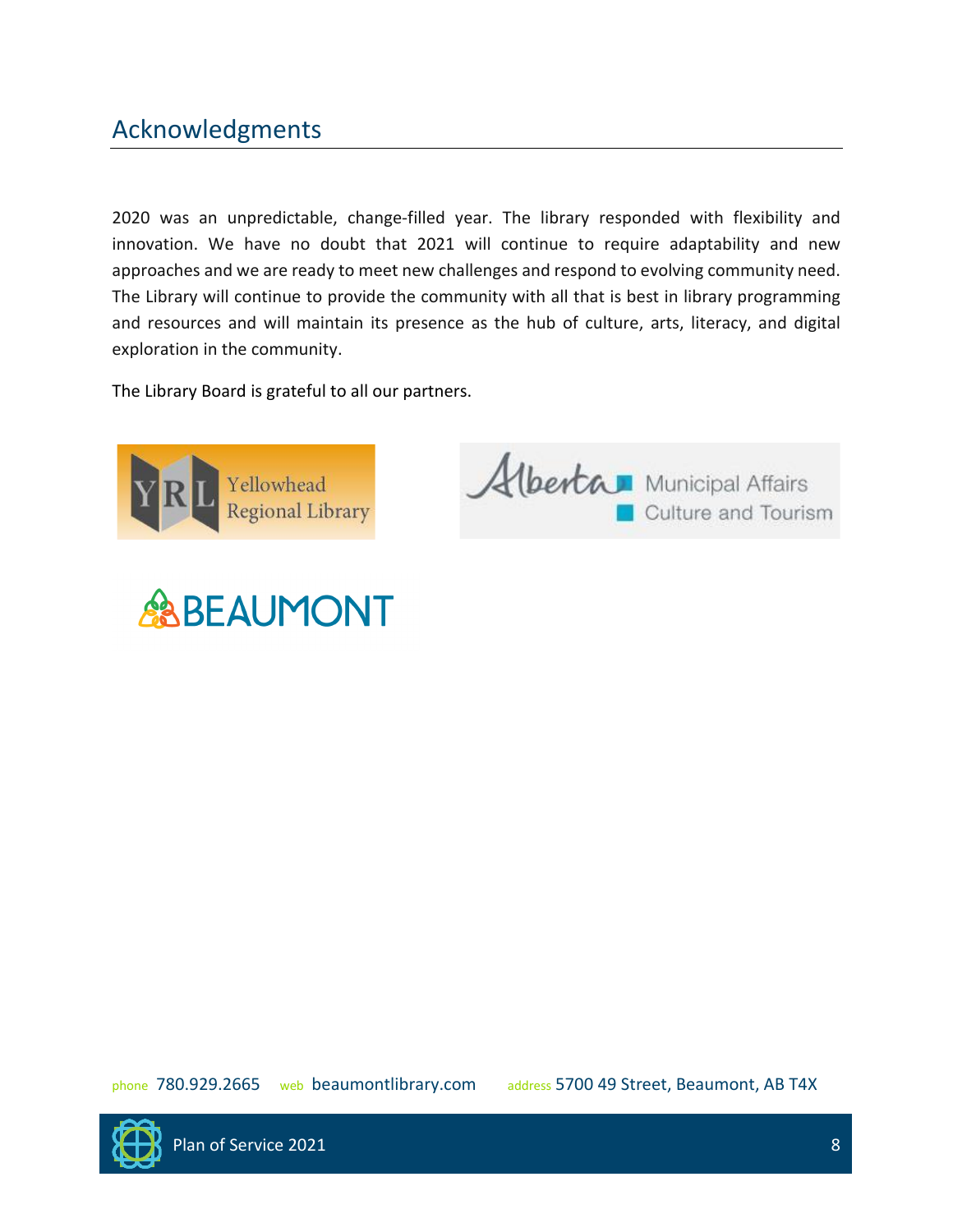## Acknowledgments

2020 was an unpredictable, change-filled year. The library responded with flexibility and innovation. We have no doubt that 2021 will continue to require adaptability and new approaches and we are ready to meet new challenges and respond to evolving community need. The Library will continue to provide the community with all that is best in library programming and resources and will maintain its presence as the hub of culture, arts, literacy, and digital exploration in the community.

The Library Board is grateful to all our partners.

YRL Yellowhead Regional Library

Alberta Municipal Affairs
Culture and Tourism

BEAUMONT

phone 780.929.2665 web beaumontlibrary.com address 5700 49 Street, Beaumont, AB T4X